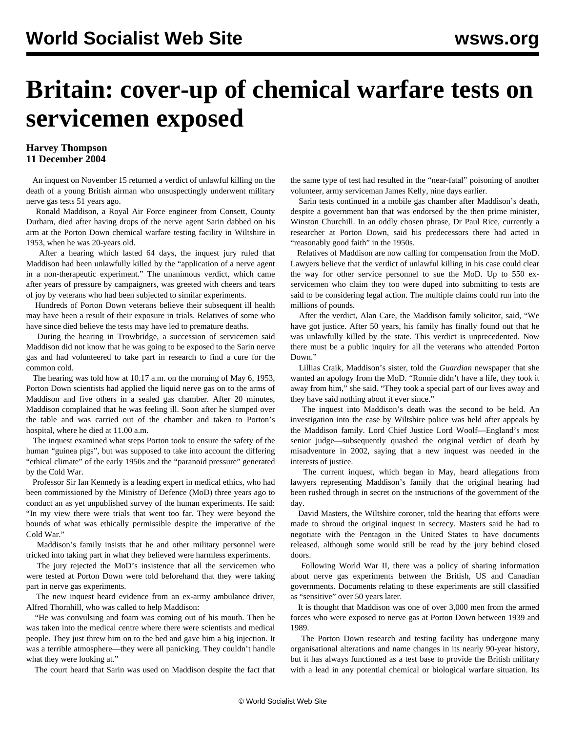# Britain: cover-up of chemical warfare tests on servicemen exposed

**Harvey Thompson**
**11 December 2004**

An inquest on November 15 returned a verdict of unlawful killing on the death of a young British airman who unsuspectingly underwent military nerve gas tests 51 years ago.

Ronald Maddison, a Royal Air Force engineer from Consett, County Durham, died after having drops of the nerve agent Sarin dabbed on his arm at the Porton Down chemical warfare testing facility in Wiltshire in 1953, when he was 20-years old.

After a hearing which lasted 64 days, the inquest jury ruled that Maddison had been unlawfully killed by the "application of a nerve agent in a non-therapeutic experiment." The unanimous verdict, which came after years of pressure by campaigners, was greeted with cheers and tears of joy by veterans who had been subjected to similar experiments.

Hundreds of Porton Down veterans believe their subsequent ill health may have been a result of their exposure in trials. Relatives of some who have since died believe the tests may have led to premature deaths.

During the hearing in Trowbridge, a succession of servicemen said Maddison did not know that he was going to be exposed to the Sarin nerve gas and had volunteered to take part in research to find a cure for the common cold.

The hearing was told how at 10.17 a.m. on the morning of May 6, 1953, Porton Down scientists had applied the liquid nerve gas on to the arms of Maddison and five others in a sealed gas chamber. After 20 minutes, Maddison complained that he was feeling ill. Soon after he slumped over the table and was carried out of the chamber and taken to Porton's hospital, where he died at 11.00 a.m.

The inquest examined what steps Porton took to ensure the safety of the human "guinea pigs", but was supposed to take into account the differing "ethical climate" of the early 1950s and the "paranoid pressure" generated by the Cold War.

Professor Sir Ian Kennedy is a leading expert in medical ethics, who had been commissioned by the Ministry of Defence (MoD) three years ago to conduct an as yet unpublished survey of the human experiments. He said: "In my view there were trials that went too far. They were beyond the bounds of what was ethically permissible despite the imperative of the Cold War."

Maddison's family insists that he and other military personnel were tricked into taking part in what they believed were harmless experiments.

The jury rejected the MoD's insistence that all the servicemen who were tested at Porton Down were told beforehand that they were taking part in nerve gas experiments.

The new inquest heard evidence from an ex-army ambulance driver, Alfred Thornhill, who was called to help Maddison:

"He was convulsing and foam was coming out of his mouth. Then he was taken into the medical centre where there were scientists and medical people. They just threw him on to the bed and gave him a big injection. It was a terrible atmosphere—they were all panicking. They couldn't handle what they were looking at."

The court heard that Sarin was used on Maddison despite the fact that the same type of test had resulted in the "near-fatal" poisoning of another volunteer, army serviceman James Kelly, nine days earlier.

Sarin tests continued in a mobile gas chamber after Maddison's death, despite a government ban that was endorsed by the then prime minister, Winston Churchill. In an oddly chosen phrase, Dr Paul Rice, currently a researcher at Porton Down, said his predecessors there had acted in "reasonably good faith" in the 1950s.

Relatives of Maddison are now calling for compensation from the MoD. Lawyers believe that the verdict of unlawful killing in his case could clear the way for other service personnel to sue the MoD. Up to 550 ex-servicemen who claim they too were duped into submitting to tests are said to be considering legal action. The multiple claims could run into the millions of pounds.

After the verdict, Alan Care, the Maddison family solicitor, said, "We have got justice. After 50 years, his family has finally found out that he was unlawfully killed by the state. This verdict is unprecedented. Now there must be a public inquiry for all the veterans who attended Porton Down."

Lillias Craik, Maddison's sister, told the *Guardian* newspaper that she wanted an apology from the MoD. "Ronnie didn't have a life, they took it away from him," she said. "They took a special part of our lives away and they have said nothing about it ever since."

The inquest into Maddison's death was the second to be held. An investigation into the case by Wiltshire police was held after appeals by the Maddison family. Lord Chief Justice Lord Woolf—England's most senior judge—subsequently quashed the original verdict of death by misadventure in 2002, saying that a new inquest was needed in the interests of justice.

The current inquest, which began in May, heard allegations from lawyers representing Maddison's family that the original hearing had been rushed through in secret on the instructions of the government of the day.

David Masters, the Wiltshire coroner, told the hearing that efforts were made to shroud the original inquest in secrecy. Masters said he had to negotiate with the Pentagon in the United States to have documents released, although some would still be read by the jury behind closed doors.

Following World War II, there was a policy of sharing information about nerve gas experiments between the British, US and Canadian governments. Documents relating to these experiments are still classified as "sensitive" over 50 years later.

It is thought that Maddison was one of over 3,000 men from the armed forces who were exposed to nerve gas at Porton Down between 1939 and 1989.

The Porton Down research and testing facility has undergone many organisational alterations and name changes in its nearly 90-year history, but it has always functioned as a test base to provide the British military with a lead in any potential chemical or biological warfare situation. Its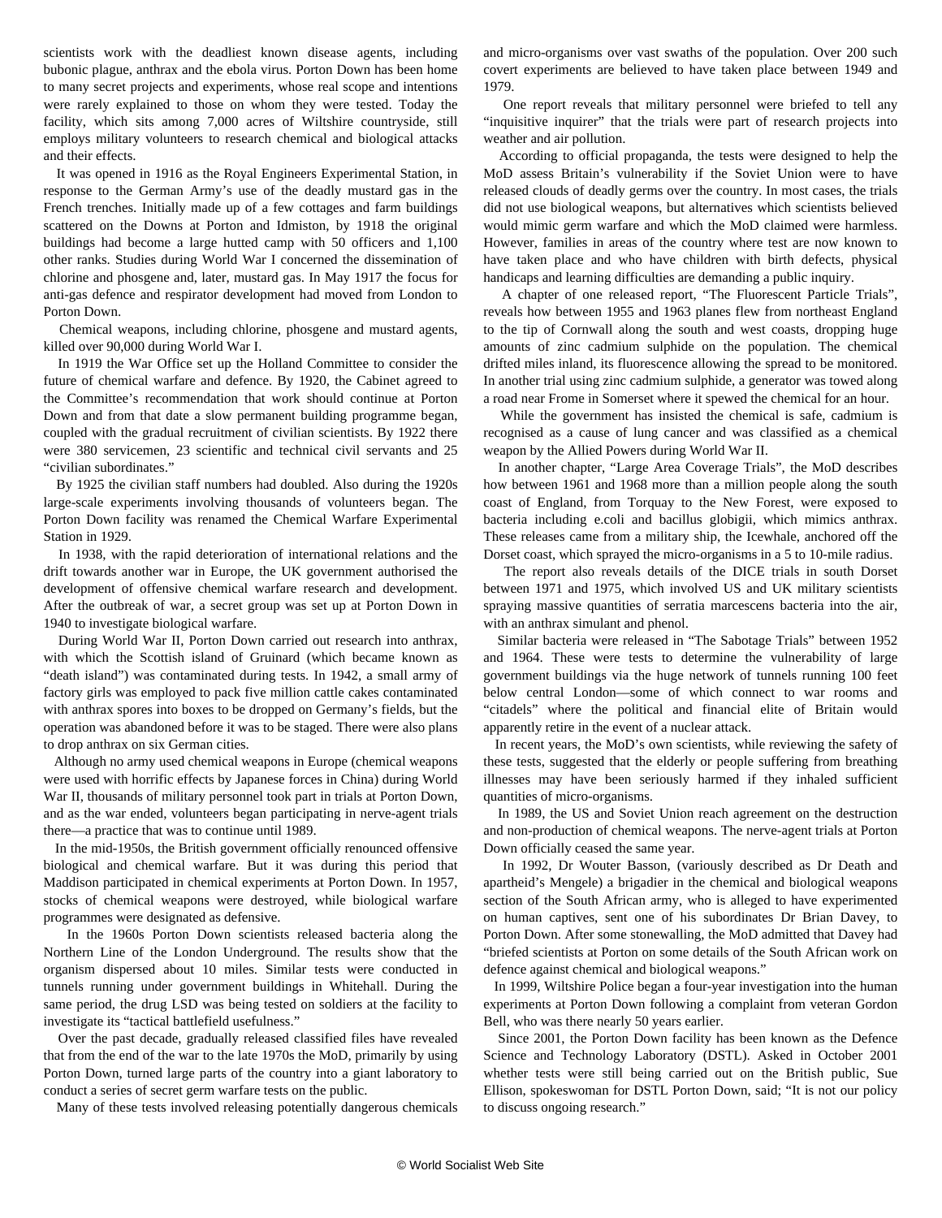scientists work with the deadliest known disease agents, including bubonic plague, anthrax and the ebola virus. Porton Down has been home to many secret projects and experiments, whose real scope and intentions were rarely explained to those on whom they were tested. Today the facility, which sits among 7,000 acres of Wiltshire countryside, still employs military volunteers to research chemical and biological attacks and their effects.

It was opened in 1916 as the Royal Engineers Experimental Station, in response to the German Army's use of the deadly mustard gas in the French trenches. Initially made up of a few cottages and farm buildings scattered on the Downs at Porton and Idmiston, by 1918 the original buildings had become a large hutted camp with 50 officers and 1,100 other ranks. Studies during World War I concerned the dissemination of chlorine and phosgene and, later, mustard gas. In May 1917 the focus for anti-gas defence and respirator development had moved from London to Porton Down.

Chemical weapons, including chlorine, phosgene and mustard agents, killed over 90,000 during World War I.

In 1919 the War Office set up the Holland Committee to consider the future of chemical warfare and defence. By 1920, the Cabinet agreed to the Committee's recommendation that work should continue at Porton Down and from that date a slow permanent building programme began, coupled with the gradual recruitment of civilian scientists. By 1922 there were 380 servicemen, 23 scientific and technical civil servants and 25 "civilian subordinates."

By 1925 the civilian staff numbers had doubled. Also during the 1920s large-scale experiments involving thousands of volunteers began. The Porton Down facility was renamed the Chemical Warfare Experimental Station in 1929.

In 1938, with the rapid deterioration of international relations and the drift towards another war in Europe, the UK government authorised the development of offensive chemical warfare research and development. After the outbreak of war, a secret group was set up at Porton Down in 1940 to investigate biological warfare.

During World War II, Porton Down carried out research into anthrax, with which the Scottish island of Gruinard (which became known as "death island") was contaminated during tests. In 1942, a small army of factory girls was employed to pack five million cattle cakes contaminated with anthrax spores into boxes to be dropped on Germany's fields, but the operation was abandoned before it was to be staged. There were also plans to drop anthrax on six German cities.

Although no army used chemical weapons in Europe (chemical weapons were used with horrific effects by Japanese forces in China) during World War II, thousands of military personnel took part in trials at Porton Down, and as the war ended, volunteers began participating in nerve-agent trials there—a practice that was to continue until 1989.

In the mid-1950s, the British government officially renounced offensive biological and chemical warfare. But it was during this period that Maddison participated in chemical experiments at Porton Down. In 1957, stocks of chemical weapons were destroyed, while biological warfare programmes were designated as defensive.

In the 1960s Porton Down scientists released bacteria along the Northern Line of the London Underground. The results show that the organism dispersed about 10 miles. Similar tests were conducted in tunnels running under government buildings in Whitehall. During the same period, the drug LSD was being tested on soldiers at the facility to investigate its "tactical battlefield usefulness."

Over the past decade, gradually released classified files have revealed that from the end of the war to the late 1970s the MoD, primarily by using Porton Down, turned large parts of the country into a giant laboratory to conduct a series of secret germ warfare tests on the public.

Many of these tests involved releasing potentially dangerous chemicals and micro-organisms over vast swaths of the population. Over 200 such covert experiments are believed to have taken place between 1949 and 1979.

One report reveals that military personnel were briefed to tell any "inquisitive inquirer" that the trials were part of research projects into weather and air pollution.

According to official propaganda, the tests were designed to help the MoD assess Britain's vulnerability if the Soviet Union were to have released clouds of deadly germs over the country. In most cases, the trials did not use biological weapons, but alternatives which scientists believed would mimic germ warfare and which the MoD claimed were harmless. However, families in areas of the country where test are now known to have taken place and who have children with birth defects, physical handicaps and learning difficulties are demanding a public inquiry.

A chapter of one released report, "The Fluorescent Particle Trials", reveals how between 1955 and 1963 planes flew from northeast England to the tip of Cornwall along the south and west coasts, dropping huge amounts of zinc cadmium sulphide on the population. The chemical drifted miles inland, its fluorescence allowing the spread to be monitored. In another trial using zinc cadmium sulphide, a generator was towed along a road near Frome in Somerset where it spewed the chemical for an hour.

While the government has insisted the chemical is safe, cadmium is recognised as a cause of lung cancer and was classified as a chemical weapon by the Allied Powers during World War II.

In another chapter, "Large Area Coverage Trials", the MoD describes how between 1961 and 1968 more than a million people along the south coast of England, from Torquay to the New Forest, were exposed to bacteria including e.coli and bacillus globigii, which mimics anthrax. These releases came from a military ship, the Icewhale, anchored off the Dorset coast, which sprayed the micro-organisms in a 5 to 10-mile radius.

The report also reveals details of the DICE trials in south Dorset between 1971 and 1975, which involved US and UK military scientists spraying massive quantities of serratia marcescens bacteria into the air, with an anthrax simulant and phenol.

Similar bacteria were released in "The Sabotage Trials" between 1952 and 1964. These were tests to determine the vulnerability of large government buildings via the huge network of tunnels running 100 feet below central London—some of which connect to war rooms and "citadels" where the political and financial elite of Britain would apparently retire in the event of a nuclear attack.

In recent years, the MoD's own scientists, while reviewing the safety of these tests, suggested that the elderly or people suffering from breathing illnesses may have been seriously harmed if they inhaled sufficient quantities of micro-organisms.

In 1989, the US and Soviet Union reach agreement on the destruction and non-production of chemical weapons. The nerve-agent trials at Porton Down officially ceased the same year.

In 1992, Dr Wouter Basson, (variously described as Dr Death and apartheid's Mengele) a brigadier in the chemical and biological weapons section of the South African army, who is alleged to have experimented on human captives, sent one of his subordinates Dr Brian Davey, to Porton Down. After some stonewalling, the MoD admitted that Davey had "briefed scientists at Porton on some details of the South African work on defence against chemical and biological weapons."

In 1999, Wiltshire Police began a four-year investigation into the human experiments at Porton Down following a complaint from veteran Gordon Bell, who was there nearly 50 years earlier.

Since 2001, the Porton Down facility has been known as the Defence Science and Technology Laboratory (DSTL). Asked in October 2001 whether tests were still being carried out on the British public, Sue Ellison, spokeswoman for DSTL Porton Down, said; "It is not our policy to discuss ongoing research."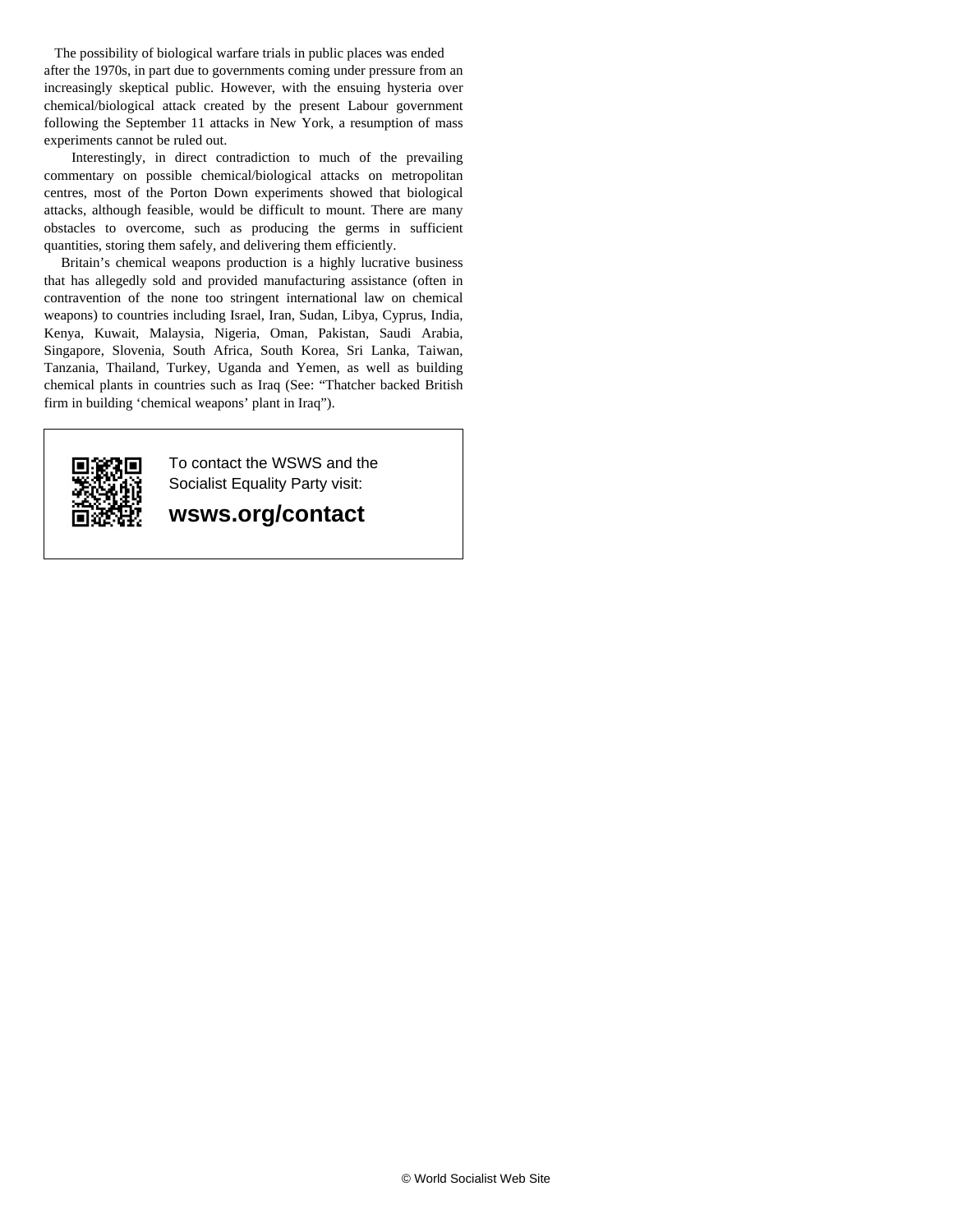The possibility of biological warfare trials in public places was ended after the 1970s, in part due to governments coming under pressure from an increasingly skeptical public. However, with the ensuing hysteria over chemical/biological attack created by the present Labour government following the September 11 attacks in New York, a resumption of mass experiments cannot be ruled out.

Interestingly, in direct contradiction to much of the prevailing commentary on possible chemical/biological attacks on metropolitan centres, most of the Porton Down experiments showed that biological attacks, although feasible, would be difficult to mount. There are many obstacles to overcome, such as producing the germs in sufficient quantities, storing them safely, and delivering them efficiently.

Britain's chemical weapons production is a highly lucrative business that has allegedly sold and provided manufacturing assistance (often in contravention of the none too stringent international law on chemical weapons) to countries including Israel, Iran, Sudan, Libya, Cyprus, India, Kenya, Kuwait, Malaysia, Nigeria, Oman, Pakistan, Saudi Arabia, Singapore, Slovenia, South Africa, South Korea, Sri Lanka, Taiwan, Tanzania, Thailand, Turkey, Uganda and Yemen, as well as building chemical plants in countries such as Iraq (See: "Thatcher backed British firm in building 'chemical weapons' plant in Iraq").

To contact the WSWS and the Socialist Equality Party visit:

**wsws.org/contact**